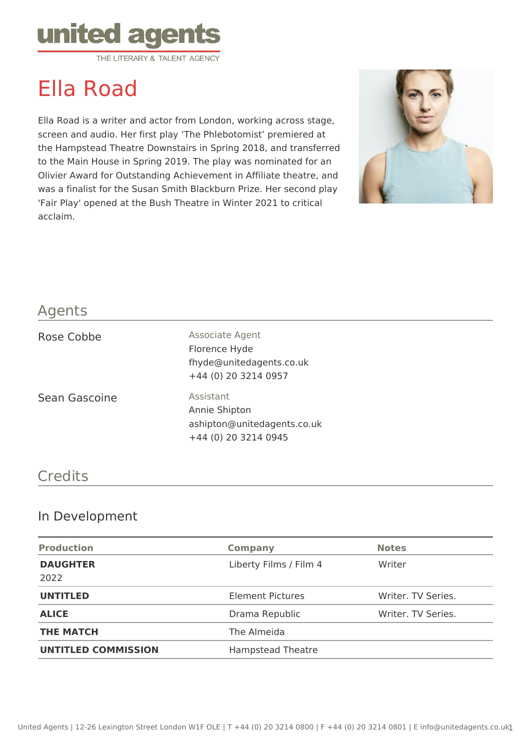united agents
THE LITERARY & TALENT AGENCY

# Ella Road

Ella Road is a writer and actor from London, working across stage, screen and audio. Her first play ‘The Phlebotomist’ premiered at the Hampstead Theatre Downstairs in Spring 2018, and transferred to the Main House in Spring 2019. The play was nominated for an Olivier Award for Outstanding Achievement in Affiliate theatre, and was a finalist for the Susan Smith Blackburn Prize. Her second play 'Fair Play' opened at the Bush Theatre in Winter 2021 to critical acclaim.

## Agents

**Rose Cobbe**

Associate Agent
Florence Hyde
fhyde@unitedagents.co.uk
+44 (0) 20 3214 0957

**Sean Gascoine**

Assistant
Annie Shipton
ashipton@unitedagents.co.uk
+44 (0) 20 3214 0945

## Credits

### In Development

| Production | Company | Notes |
|---|---|---|
| **DAUGHTER** 2022 | Liberty Films / Film 4 | Writer |
| **UNTITLED** | Element Pictures | Writer. TV Series. |
| **ALICE** | Drama Republic | Writer. TV Series. |
| **THE MATCH** | The Almeida | |
| **UNTITLED COMMISSION** | Hampstead Theatre | |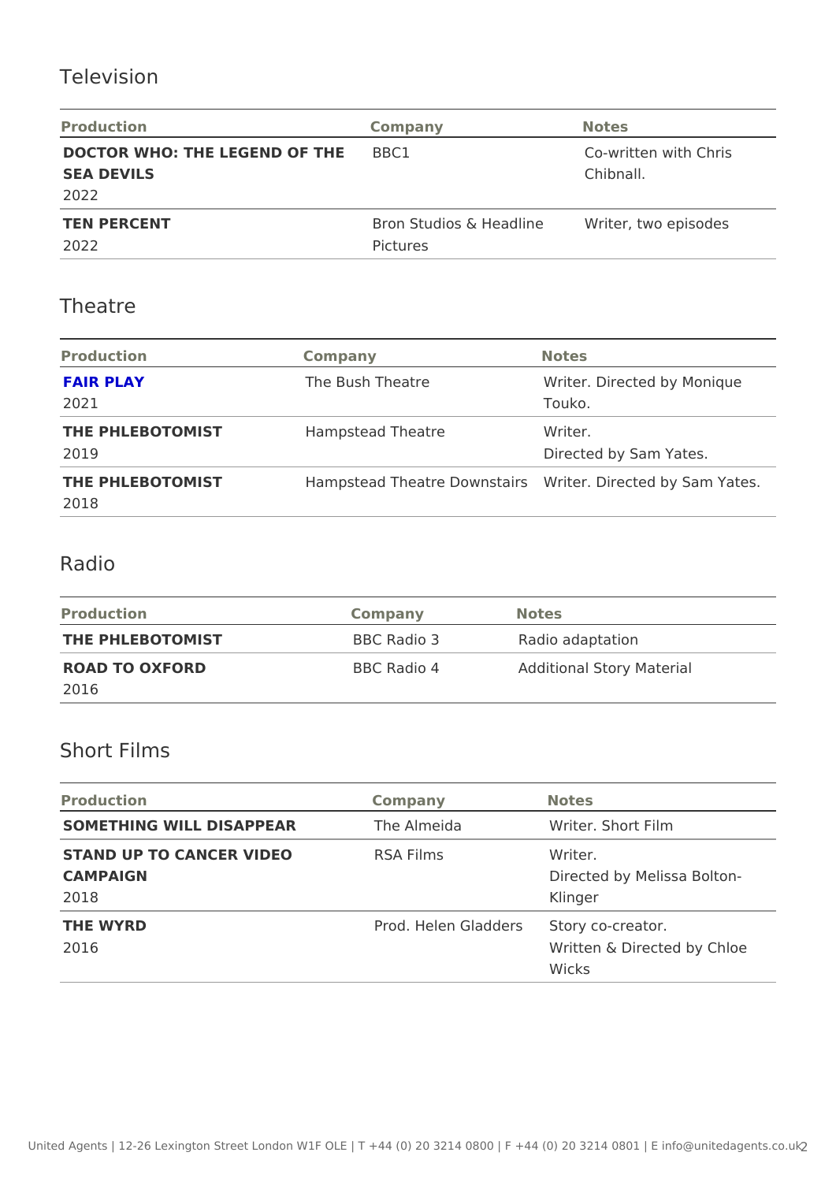## Television

| Production | Company | Notes |
| --- | --- | --- |
| **DOCTOR WHO: THE LEGEND OF THE SEA DEVILS** 2022 | BBC1 | Co-written with Chris Chibnall. |
| **TEN PERCENT** 2022 | Bron Studios & Headline Pictures | Writer, two episodes |

## Theatre

| Production | Company | Notes |
| --- | --- | --- |
| **FAIR PLAY** 2021 | The Bush Theatre | Writer. Directed by Monique Touko. |
| **THE PHLEBOTOMIST** 2019 | Hampstead Theatre | Writer. Directed by Sam Yates. |
| **THE PHLEBOTOMIST** 2018 | Hampstead Theatre Downstairs | Writer. Directed by Sam Yates. |

## Radio

| Production | Company | Notes |
| --- | --- | --- |
| **THE PHLEBOTOMIST** | BBC Radio 3 | Radio adaptation |
| **ROAD TO OXFORD** 2016 | BBC Radio 4 | Additional Story Material |

## Short Films

| Production | Company | Notes |
| --- | --- | --- |
| **SOMETHING WILL DISAPPEAR** | The Almeida | Writer. Short Film |
| **STAND UP TO CANCER VIDEO CAMPAIGN** 2018 | RSA Films | Writer. Directed by Melissa Bolton-Klinger |
| **THE WYRD** 2016 | Prod. Helen Gladders | Story co-creator. Written & Directed by Chloe Wicks |